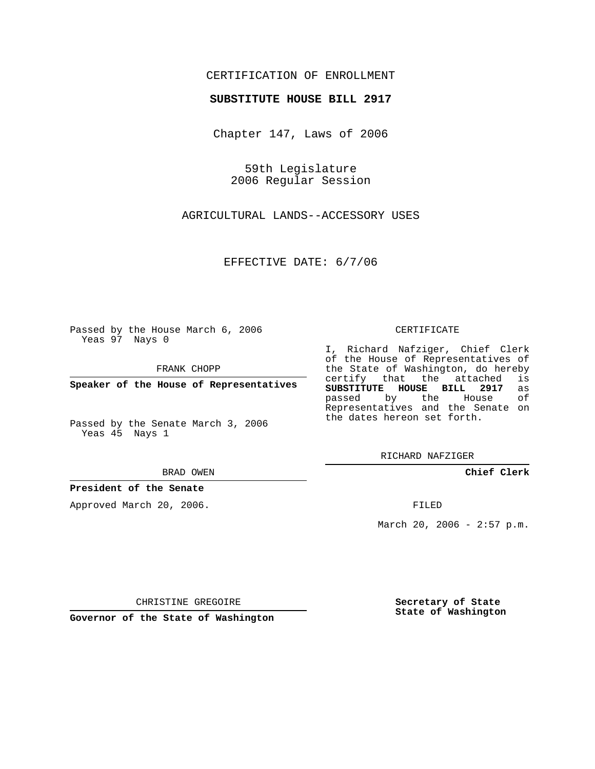CERTIFICATION OF ENROLLMENT

**SUBSTITUTE HOUSE BILL 2917**

Chapter 147, Laws of 2006

59th Legislature
2006 Regular Session

AGRICULTURAL LANDS--ACCESSORY USES

EFFECTIVE DATE: 6/7/06

Passed by the House March 6, 2006
Yeas 97 Nays 0

FRANK CHOPP

**Speaker of the House of Representatives**

Passed by the Senate March 3, 2006
Yeas 45 Nays 1

BRAD OWEN

**President of the Senate**

Approved March 20, 2006.

CHRISTINE GREGOIRE

**Governor of the State of Washington**

CERTIFICATE

I, Richard Nafziger, Chief Clerk of the House of Representatives of the State of Washington, do hereby certify that the attached is **SUBSTITUTE HOUSE BILL 2917** as passed by the House of Representatives and the Senate on the dates hereon set forth.

RICHARD NAFZIGER

**Chief Clerk**

FILED

March 20, 2006 - 2:57 p.m.

**Secretary of State**
**State of Washington**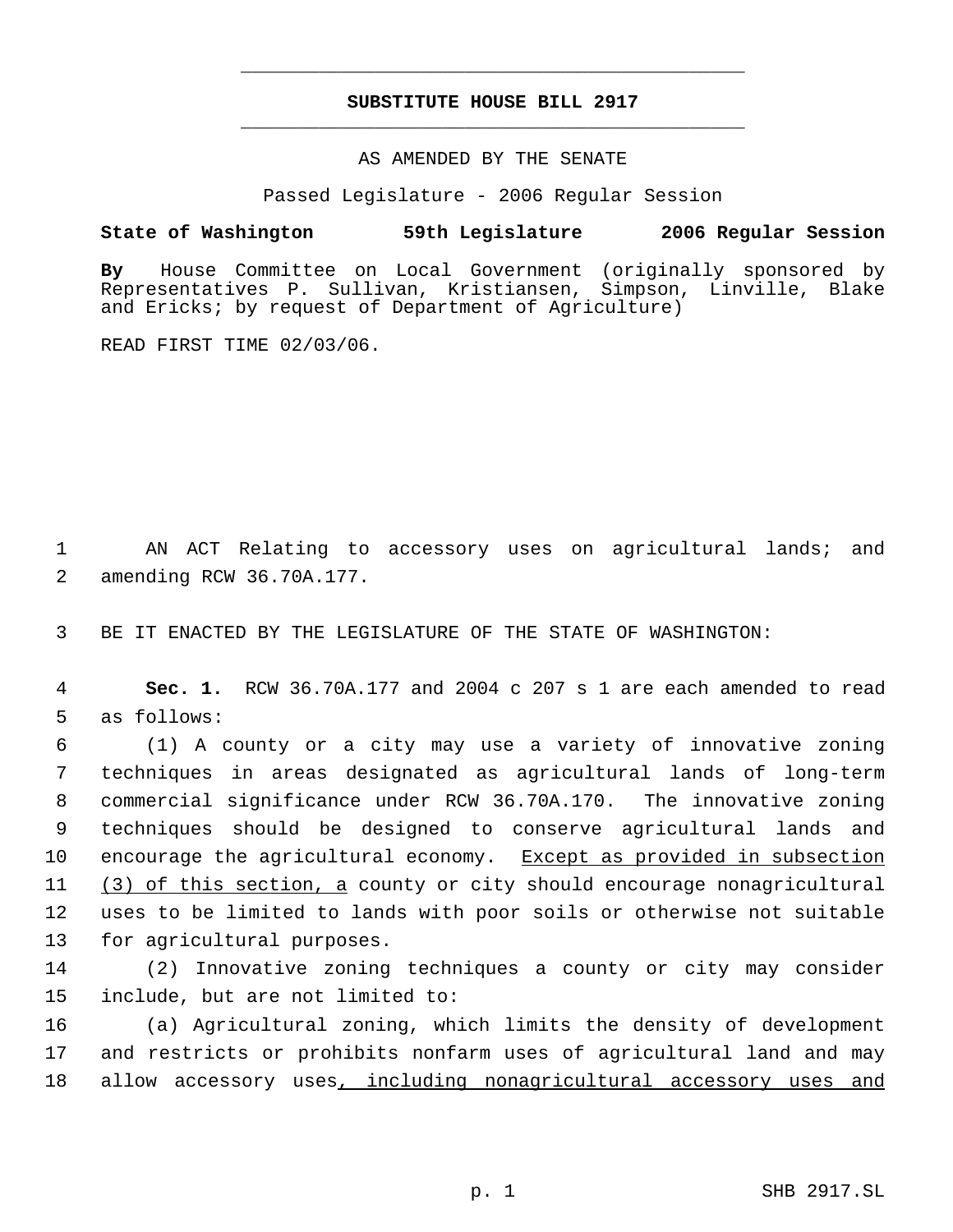# SUBSTITUTE HOUSE BILL 2917

AS AMENDED BY THE SENATE

Passed Legislature - 2006 Regular Session

**State of Washington 59th Legislature 2006 Regular Session**

**By** House Committee on Local Government (originally sponsored by Representatives P. Sullivan, Kristiansen, Simpson, Linville, Blake and Ericks; by request of Department of Agriculture)

READ FIRST TIME 02/03/06.

AN ACT Relating to accessory uses on agricultural lands; and amending RCW 36.70A.177.

BE IT ENACTED BY THE LEGISLATURE OF THE STATE OF WASHINGTON:

**Sec. 1.** RCW 36.70A.177 and 2004 c 207 s 1 are each amended to read as follows:

(1) A county or a city may use a variety of innovative zoning techniques in areas designated as agricultural lands of long-term commercial significance under RCW 36.70A.170. The innovative zoning techniques should be designed to conserve agricultural lands and encourage the agricultural economy. <u>Except as provided in subsection (3) of this section, a</u> county or city should encourage nonagricultural uses to be limited to lands with poor soils or otherwise not suitable for agricultural purposes.

(2) Innovative zoning techniques a county or city may consider include, but are not limited to:

(a) Agricultural zoning, which limits the density of development and restricts or prohibits nonfarm uses of agricultural land and may allow accessory uses<u>, including nonagricultural accessory uses and</u>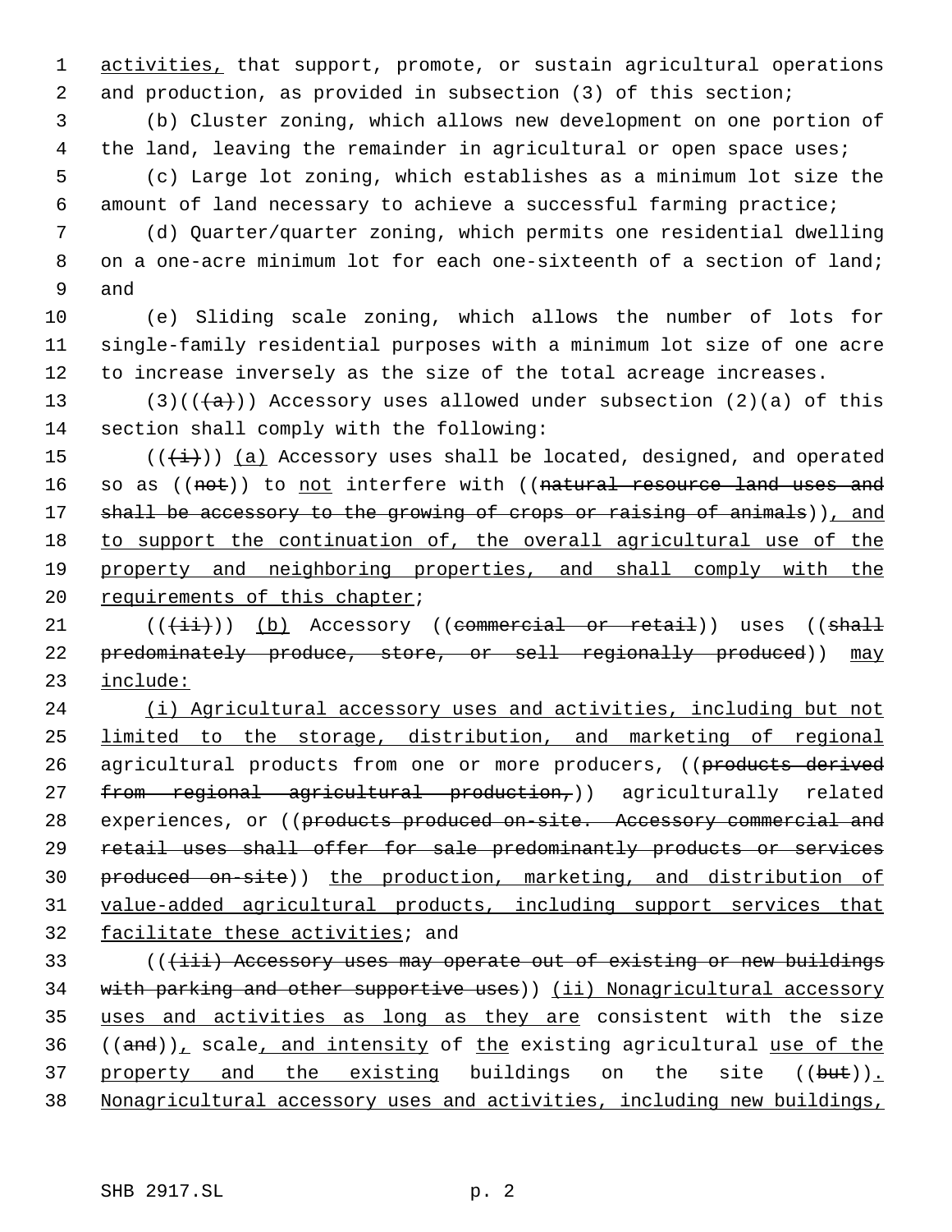activities, that support, promote, or sustain agricultural operations and production, as provided in subsection (3) of this section;

(b) Cluster zoning, which allows new development on one portion of the land, leaving the remainder in agricultural or open space uses;

(c) Large lot zoning, which establishes as a minimum lot size the amount of land necessary to achieve a successful farming practice;

(d) Quarter/quarter zoning, which permits one residential dwelling on a one-acre minimum lot for each one-sixteenth of a section of land; and

(e) Sliding scale zoning, which allows the number of lots for single-family residential purposes with a minimum lot size of one acre to increase inversely as the size of the total acreage increases.

(3)(((a))) Accessory uses allowed under subsection (2)(a) of this section shall comply with the following:

(((i))) (a) Accessory uses shall be located, designed, and operated so as ((not)) to not interfere with ((natural resource land uses and shall be accessory to the growing of crops or raising of animals)), and to support the continuation of, the overall agricultural use of the property and neighboring properties, and shall comply with the requirements of this chapter;

(((ii))) (b) Accessory ((commercial or retail)) uses ((shall predominately produce, store, or sell regionally produced)) may include:

(i) Agricultural accessory uses and activities, including but not limited to the storage, distribution, and marketing of regional agricultural products from one or more producers, ((products derived from regional agricultural production,)) agriculturally related experiences, or ((products produced on-site. Accessory commercial and retail uses shall offer for sale predominantly products or services produced on-site)) the production, marketing, and distribution of value-added agricultural products, including support services that facilitate these activities; and

(((iii) Accessory uses may operate out of existing or new buildings with parking and other supportive uses)) (ii) Nonagricultural accessory uses and activities as long as they are consistent with the size ((and)), scale, and intensity of the existing agricultural use of the property and the existing buildings on the site ((but)). Nonagricultural accessory uses and activities, including new buildings,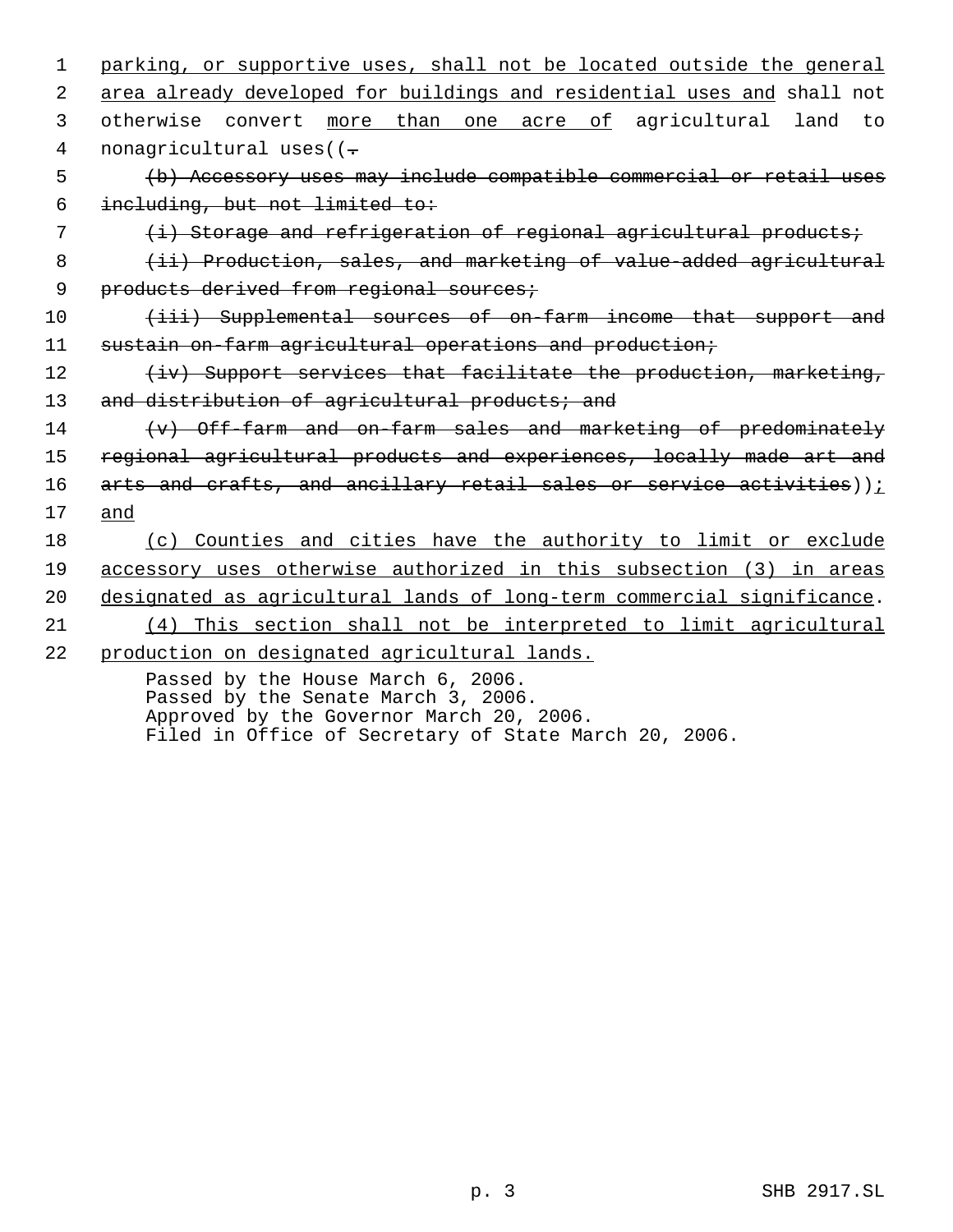parking, or supportive uses, shall not be located outside the general area already developed for buildings and residential uses and shall not otherwise convert more than one acre of agricultural land to nonagricultural uses((.

~~(b) Accessory uses may include compatible commercial or retail uses including, but not limited to:~~

~~(i) Storage and refrigeration of regional agricultural products;~~

~~(ii) Production, sales, and marketing of value-added agricultural products derived from regional sources;~~

~~(iii) Supplemental sources of on-farm income that support and sustain on-farm agricultural operations and production;~~

~~(iv) Support services that facilitate the production, marketing, and distribution of agricultural products; and~~

~~(v) Off-farm and on-farm sales and marketing of predominately regional agricultural products and experiences, locally made art and arts and crafts, and ancillary retail sales or service activities~~)); and

(c) Counties and cities have the authority to limit or exclude accessory uses otherwise authorized in this subsection (3) in areas designated as agricultural lands of long-term commercial significance.

(4) This section shall not be interpreted to limit agricultural production on designated agricultural lands.

Passed by the House March 6, 2006.
Passed by the Senate March 3, 2006.
Approved by the Governor March 20, 2006.
Filed in Office of Secretary of State March 20, 2006.